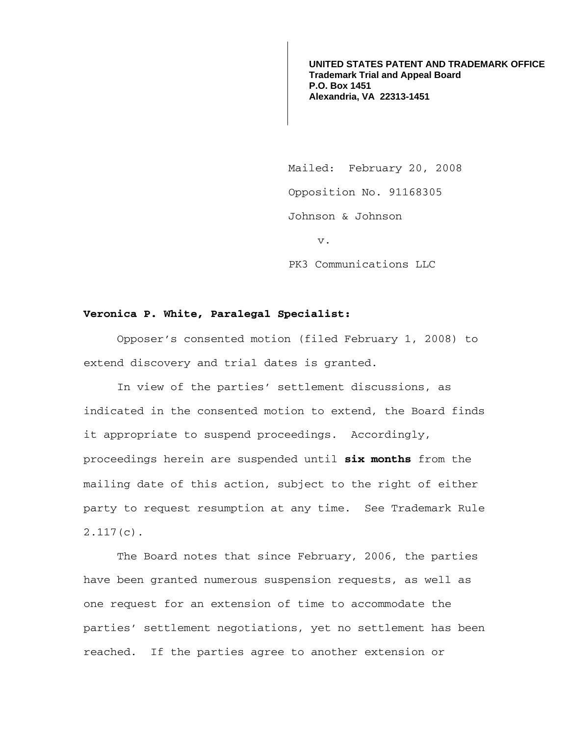**UNITED STATES PATENT AND TRADEMARK OFFICE**
**Trademark Trial and Appeal Board**
**P.O. Box 1451**
**Alexandria, VA 22313-1451**

Mailed: February 20, 2008

Opposition No. 91168305

Johnson & Johnson

v.

PK3 Communications LLC

**Veronica P. White, Paralegal Specialist:**

Opposer's consented motion (filed February 1, 2008) to extend discovery and trial dates is granted.

In view of the parties' settlement discussions, as indicated in the consented motion to extend, the Board finds it appropriate to suspend proceedings. Accordingly, proceedings herein are suspended until **six months** from the mailing date of this action, subject to the right of either party to request resumption at any time. See Trademark Rule 2.117(c).

The Board notes that since February, 2006, the parties have been granted numerous suspension requests, as well as one request for an extension of time to accommodate the parties' settlement negotiations, yet no settlement has been reached. If the parties agree to another extension or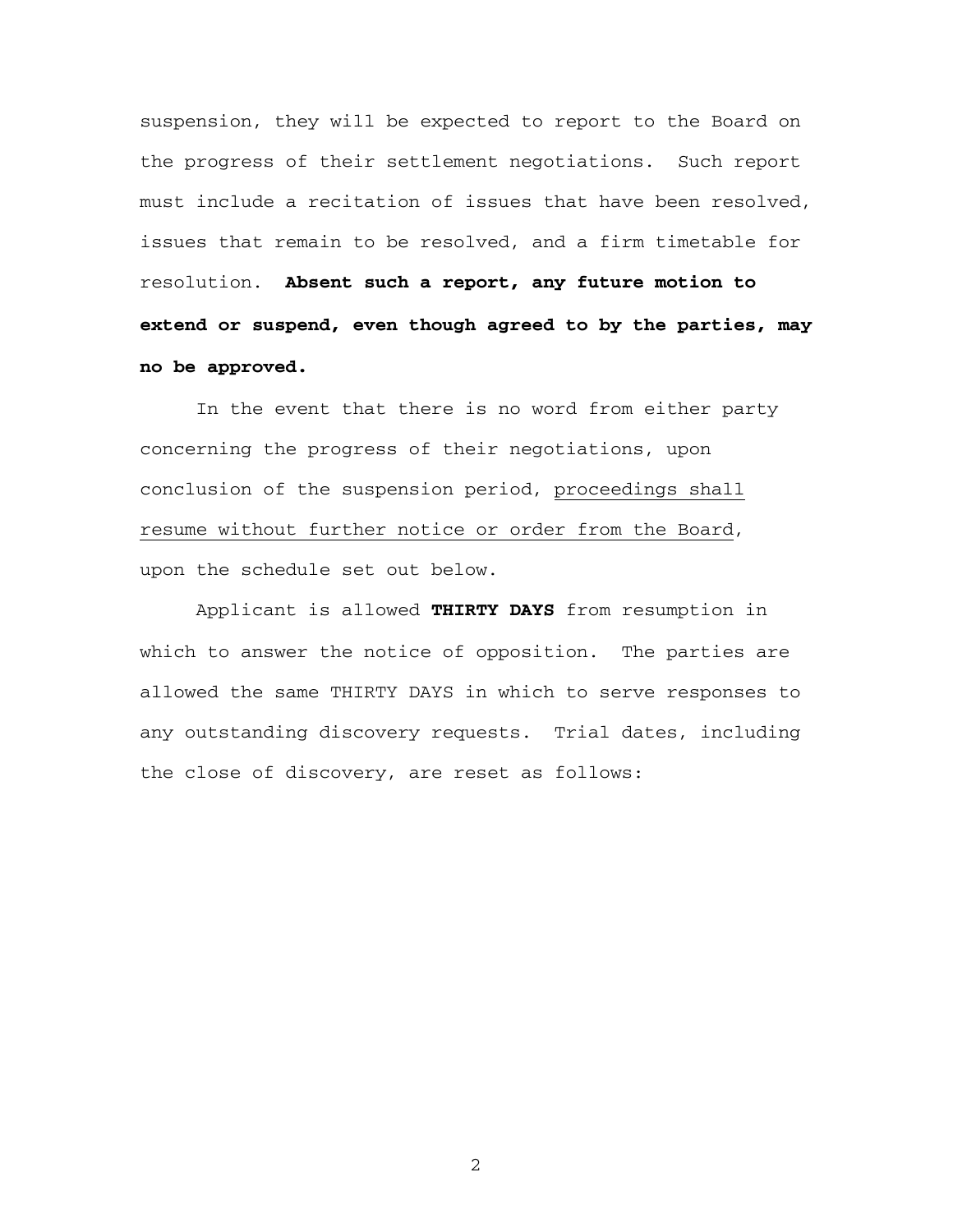suspension, they will be expected to report to the Board on the progress of their settlement negotiations. Such report must include a recitation of issues that have been resolved, issues that remain to be resolved, and a firm timetable for resolution. **Absent such a report, any future motion to extend or suspend, even though agreed to by the parties, may no be approved.**

In the event that there is no word from either party concerning the progress of their negotiations, upon conclusion of the suspension period, proceedings shall resume without further notice or order from the Board, upon the schedule set out below.

Applicant is allowed **THIRTY DAYS** from resumption in which to answer the notice of opposition. The parties are allowed the same THIRTY DAYS in which to serve responses to any outstanding discovery requests. Trial dates, including the close of discovery, are reset as follows: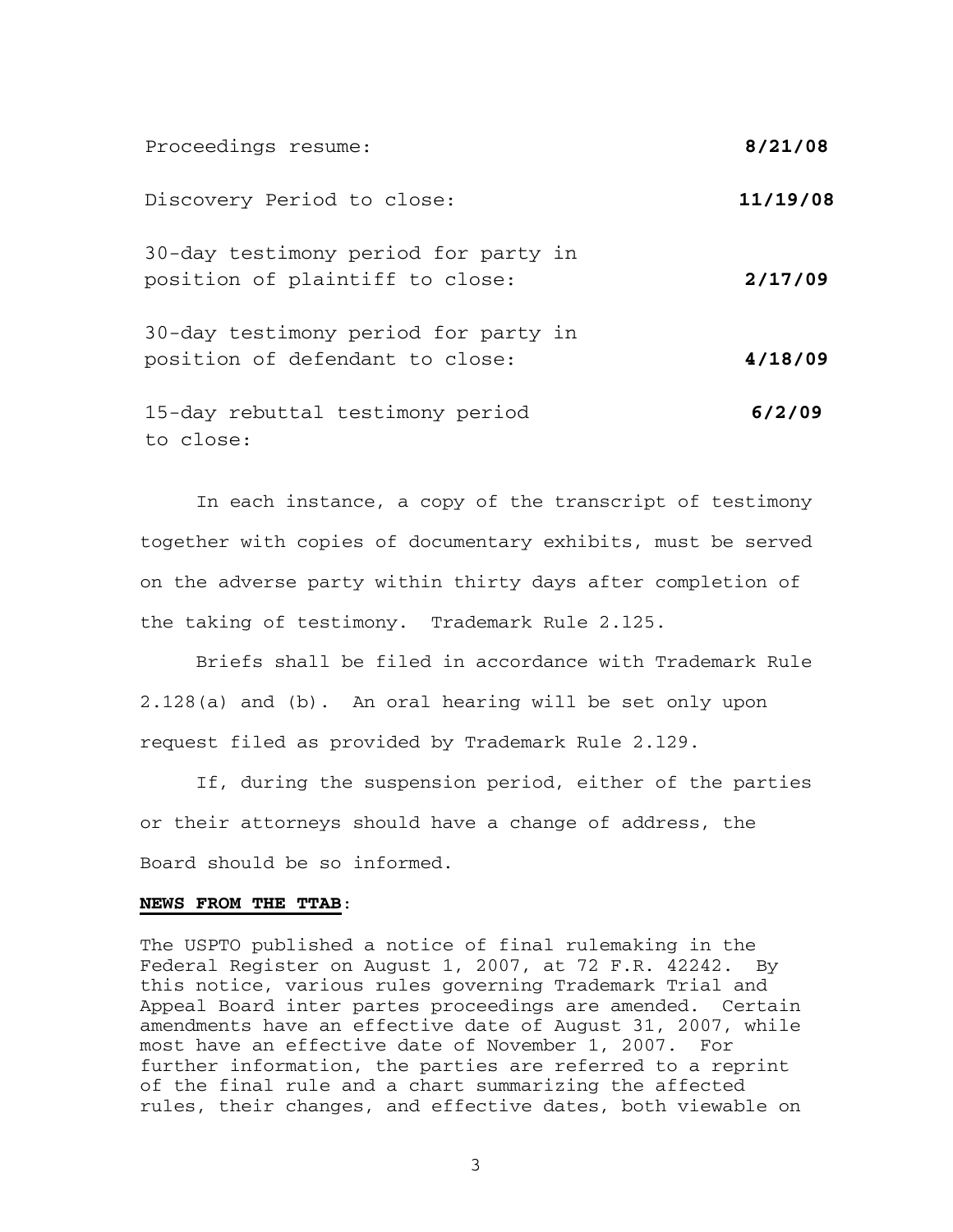| | |
|---|---|
| Proceedings resume: | **8/21/08** |
| Discovery Period to close: | **11/19/08** |
| 30-day testimony period for party in position of plaintiff to close: | **2/17/09** |
| 30-day testimony period for party in position of defendant to close: | **4/18/09** |
| 15-day rebuttal testimony period to close: | **6/2/09** |

In each instance, a copy of the transcript of testimony together with copies of documentary exhibits, must be served on the adverse party within thirty days after completion of the taking of testimony. Trademark Rule 2.l25.

Briefs shall be filed in accordance with Trademark Rule 2.128(a) and (b). An oral hearing will be set only upon request filed as provided by Trademark Rule 2.l29.

If, during the suspension period, either of the parties or their attorneys should have a change of address, the Board should be so informed.

**NEWS FROM THE TTAB**:

The USPTO published a notice of final rulemaking in the Federal Register on August 1, 2007, at 72 F.R. 42242. By this notice, various rules governing Trademark Trial and Appeal Board inter partes proceedings are amended. Certain amendments have an effective date of August 31, 2007, while most have an effective date of November 1, 2007. For further information, the parties are referred to a reprint of the final rule and a chart summarizing the affected rules, their changes, and effective dates, both viewable on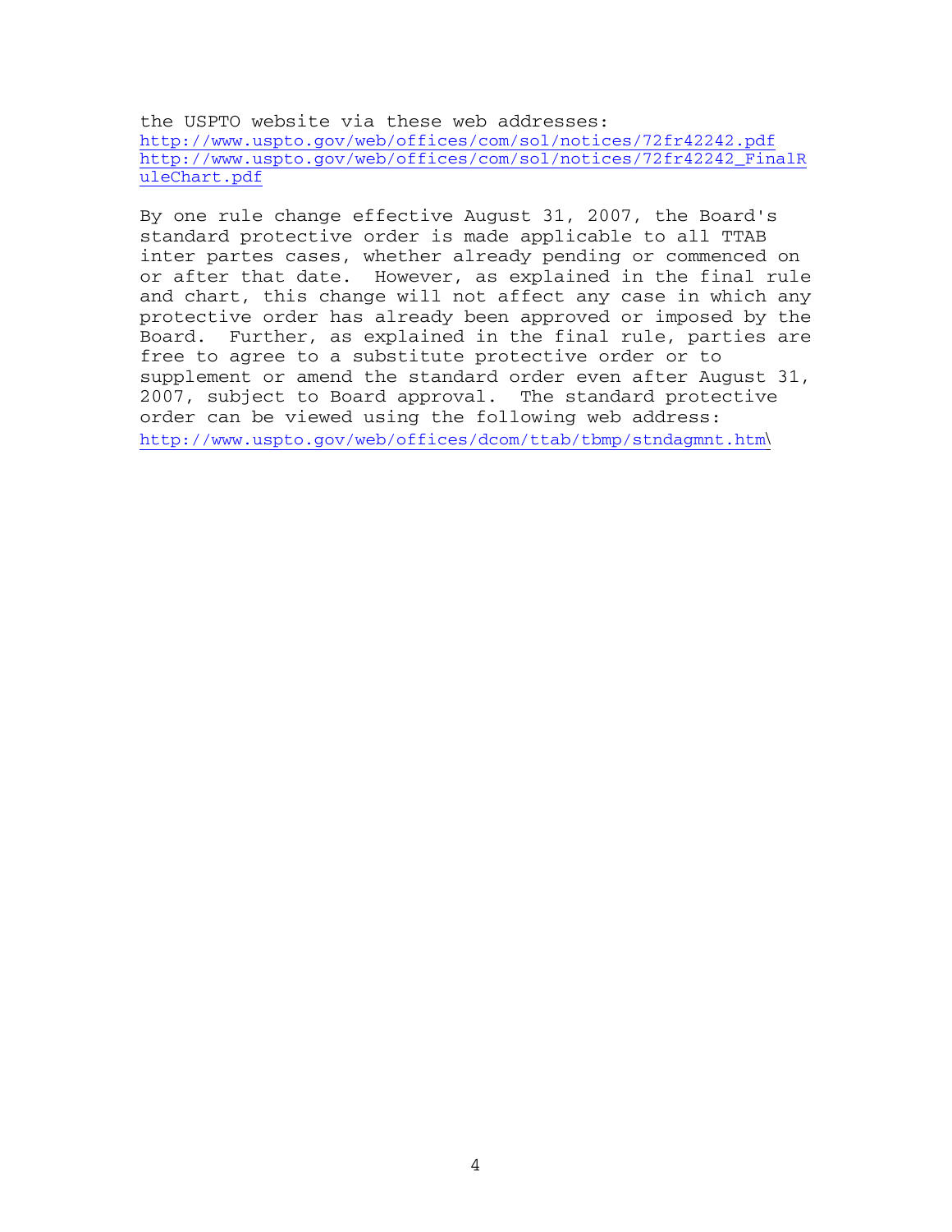the USPTO website via these web addresses:
http://www.uspto.gov/web/offices/com/sol/notices/72fr42242.pdf
http://www.uspto.gov/web/offices/com/sol/notices/72fr42242_FinalRuleChart.pdf

By one rule change effective August 31, 2007, the Board's standard protective order is made applicable to all TTAB inter partes cases, whether already pending or commenced on or after that date. However, as explained in the final rule and chart, this change will not affect any case in which any protective order has already been approved or imposed by the Board. Further, as explained in the final rule, parties are free to agree to a substitute protective order or to supplement or amend the standard order even after August 31, 2007, subject to Board approval. The standard protective order can be viewed using the following web address:
http://www.uspto.gov/web/offices/dcom/ttab/tbmp/stndagmnt.htm\